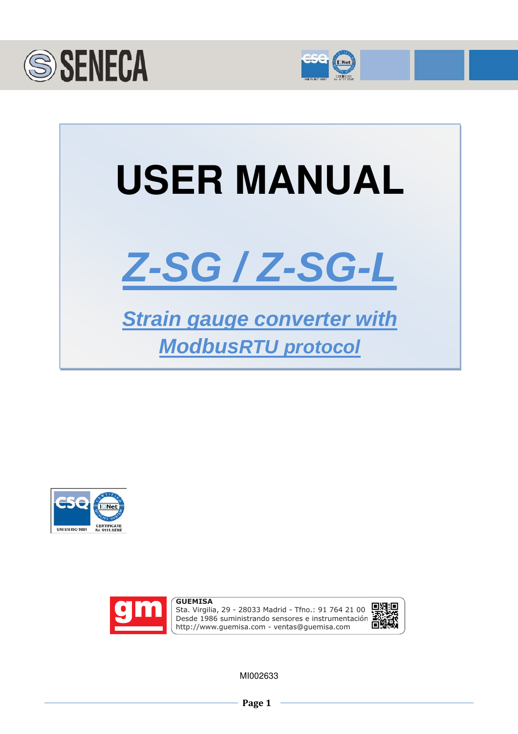# USER MANUAL

## Z-SG / Z-SG-L

### Strain gauge converter with ModbusRTU protocol

**GUEMISA**
Sta. Virgilia, 29 - 28033 Madrid - Tfno.: 91 764 21 00
Desde 1986 suministrando sensores e instrumentación
http://www.guemisa.com - ventas@guemisa.com

MI002633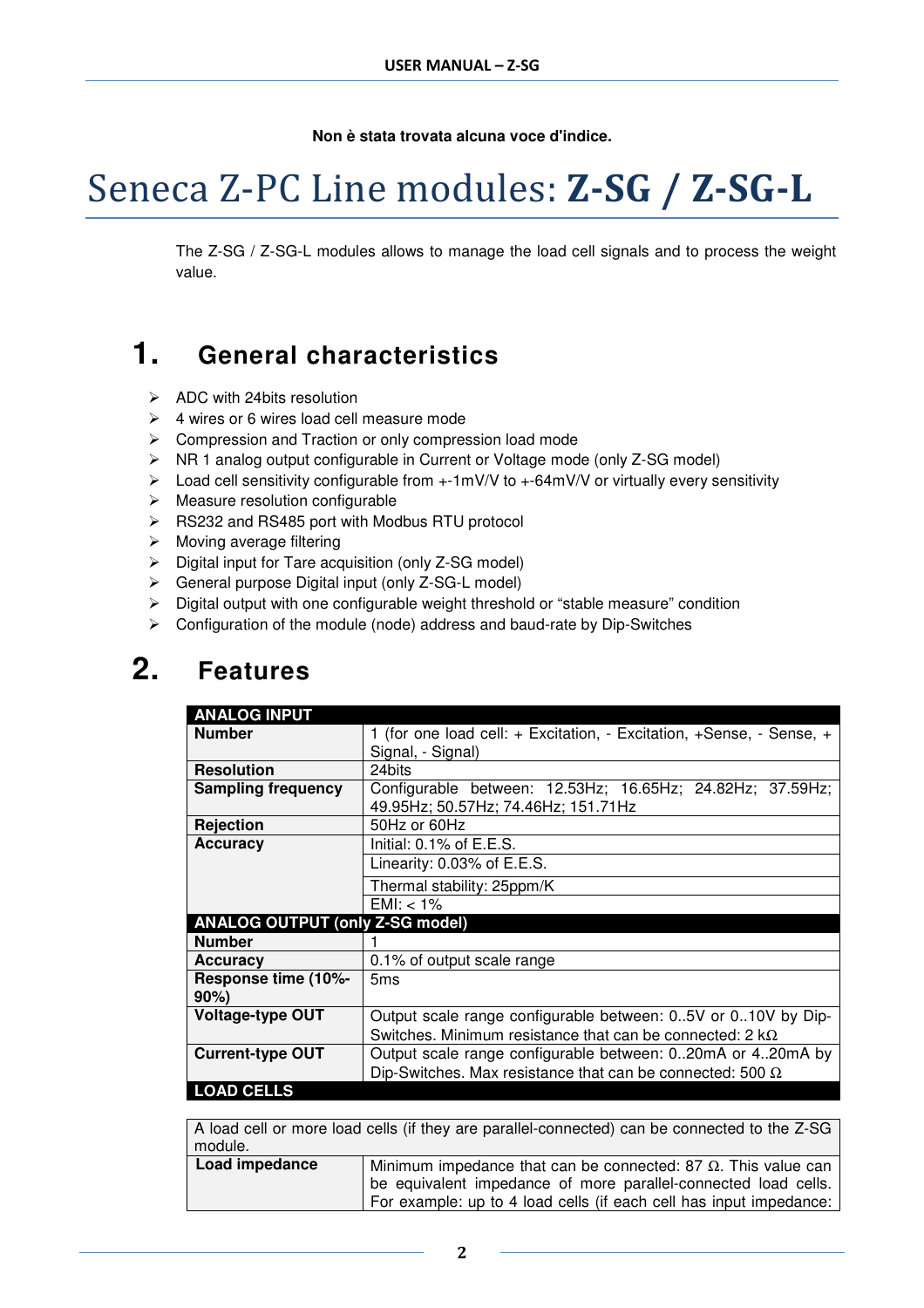Non è stata trovata alcuna voce d'indice.

# Seneca Z-PC Line modules: **Z-SG / Z-SG-L**

The Z-SG / Z-SG-L modules allows to manage the load cell signals and to process the weight value.

## 1. General characteristics

- ADC with 24bits resolution
- 4 wires or 6 wires load cell measure mode
- Compression and Traction or only compression load mode
- NR 1 analog output configurable in Current or Voltage mode (only Z-SG model)
- Load cell sensitivity configurable from +-1mV/V to +-64mV/V or virtually every sensitivity
- Measure resolution configurable
- RS232 and RS485 port with Modbus RTU protocol
- Moving average filtering
- Digital input for Tare acquisition (only Z-SG model)
- General purpose Digital input (only Z-SG-L model)
- Digital output with one configurable weight threshold or "stable measure" condition
- Configuration of the module (node) address and baud-rate by Dip-Switches

## 2. Features

| **ANALOG INPUT** | |
|---|---|
| **Number** | 1 (for one load cell: + Excitation, - Excitation, +Sense, - Sense, + Signal, - Signal) |
| **Resolution** | 24bits |
| **Sampling frequency** | Configurable between: 12.53Hz; 16.65Hz; 24.82Hz; 37.59Hz; 49.95Hz; 50.57Hz; 74.46Hz; 151.71Hz |
| **Rejection** | 50Hz or 60Hz |
| **Accuracy** | Initial: 0.1% of E.E.S. |
| | Linearity: 0.03% of E.E.S. |
| | Thermal stability: 25ppm/K |
| | EMI: < 1% |
| **ANALOG OUTPUT (only Z-SG model)** | |
| **Number** | 1 |
| **Accuracy** | 0.1% of output scale range |
| **Response time (10%-90%)** | 5ms |
| **Voltage-type OUT** | Output scale range configurable between: 0..5V or 0..10V by Dip-Switches. Minimum resistance that can be connected: 2 kΩ |
| **Current-type OUT** | Output scale range configurable between: 0..20mA or 4..20mA by Dip-Switches. Max resistance that can be connected: 500 Ω |
| **LOAD CELLS** | |

| A load cell or more load cells (if they are parallel-connected) can be connected to the Z-SG module. | |
|---|---|
| **Load impedance** | Minimum impedance that can be connected: 87 Ω. This value can be equivalent impedance of more parallel-connected load cells. For example: up to 4 load cells (if each cell has input impedance: |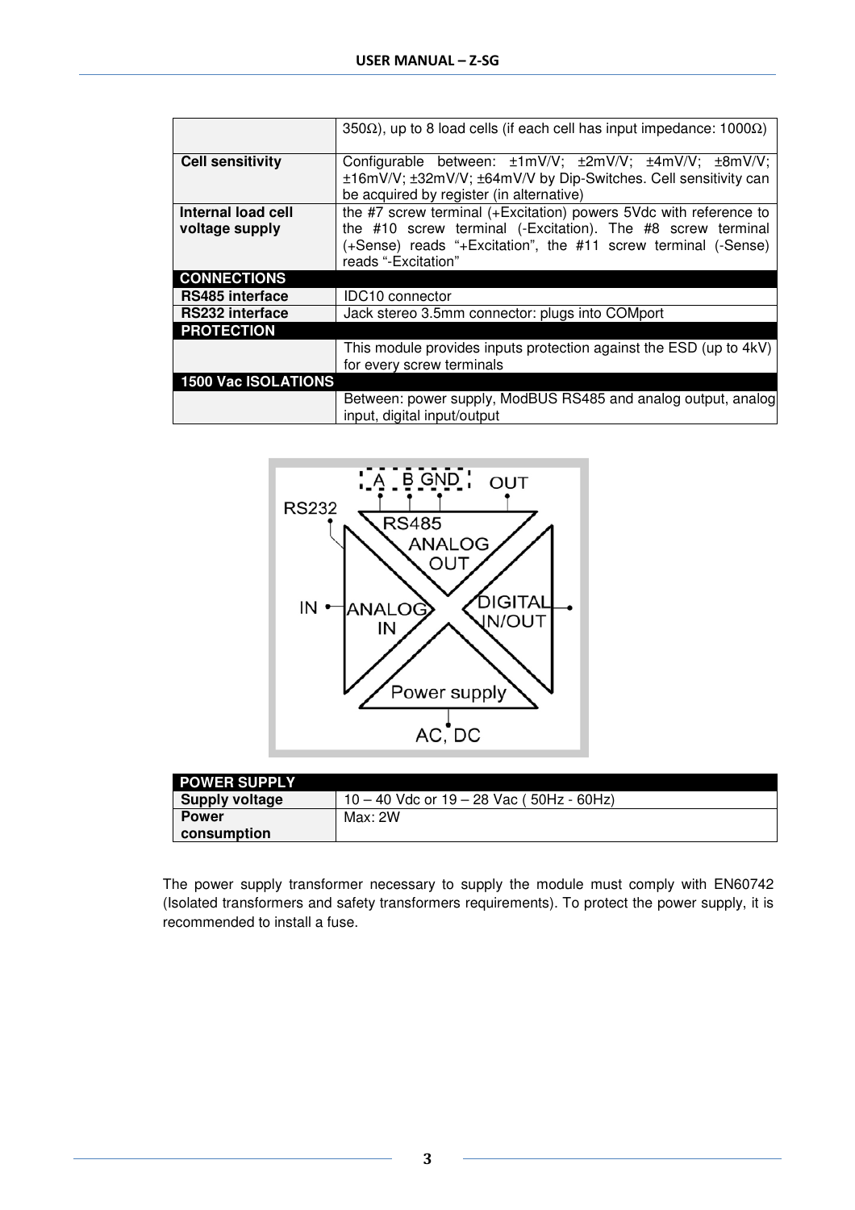| | |
|---|---|
| | 350Ω), up to 8 load cells (if each cell has input impedance: 1000Ω) |
| **Cell sensitivity** | Configurable between: ±1mV/V; ±2mV/V; ±4mV/V; ±8mV/V; ±16mV/V; ±32mV/V; ±64mV/V by Dip-Switches. Cell sensitivity can be acquired by register (in alternative) |
| **Internal load cell voltage supply** | the #7 screw terminal (+Excitation) powers 5Vdc with reference to the #10 screw terminal (-Excitation). The #8 screw terminal (+Sense) reads "+Excitation", the #11 screw terminal (-Sense) reads "-Excitation" |
| **CONNECTIONS** | |
| **RS485 interface** | IDC10 connector |
| **RS232 interface** | Jack stereo 3.5mm connector: plugs into COMport |
| **PROTECTION** | |
| | This module provides inputs protection against the ESD (up to 4kV) for every screw terminals |
| **1500 Vac ISOLATIONS** | |
| | Between: power supply, ModBUS RS485 and analog output, analog input, digital input/output |

| **POWER SUPPLY** | |
|---|---|
| **Supply voltage** | 10 – 40 Vdc or 19 – 28 Vac ( 50Hz - 60Hz) |
| **Power consumption** | Max: 2W |

The power supply transformer necessary to supply the module must comply with EN60742 (Isolated transformers and safety transformers requirements). To protect the power supply, it is recommended to install a fuse.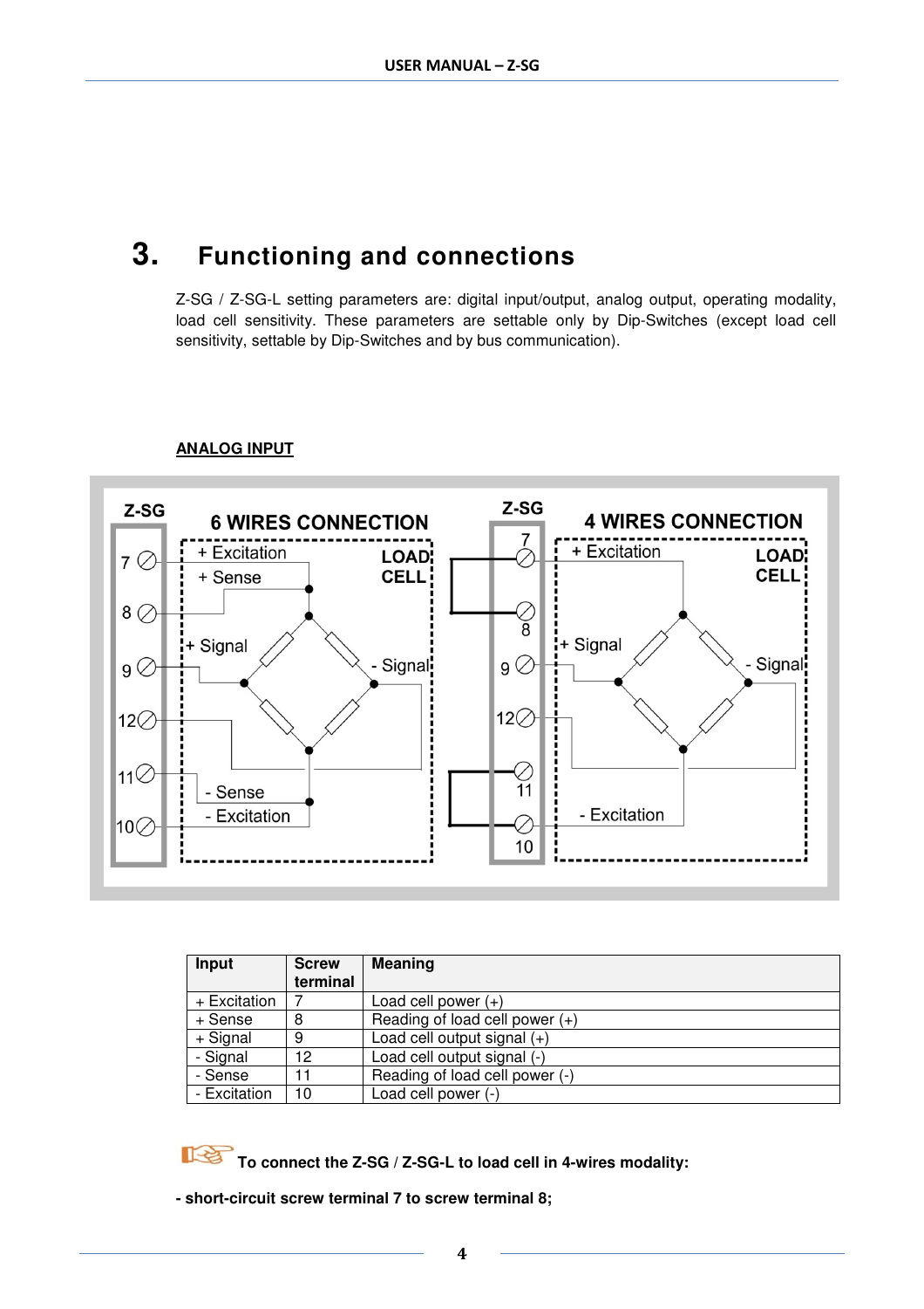# 3. Functioning and connections

Z-SG / Z-SG-L setting parameters are: digital input/output, analog output, operating modality, load cell sensitivity. These parameters are settable only by Dip-Switches (except load cell sensitivity, settable by Dip-Switches and by bus communication).

**ANALOG INPUT**

| Input | Screw terminal | Meaning |
|---|---|---|
| + Excitation | 7 | Load cell power (+) |
| + Sense | 8 | Reading of load cell power (+) |
| + Signal | 9 | Load cell output signal (+) |
| - Signal | 12 | Load cell output signal (-) |
| - Sense | 11 | Reading of load cell power (-) |
| - Excitation | 10 | Load cell power (-) |

**To connect the Z-SG / Z-SG-L to load cell in 4-wires modality:**

**- short-circuit screw terminal 7 to screw terminal 8;**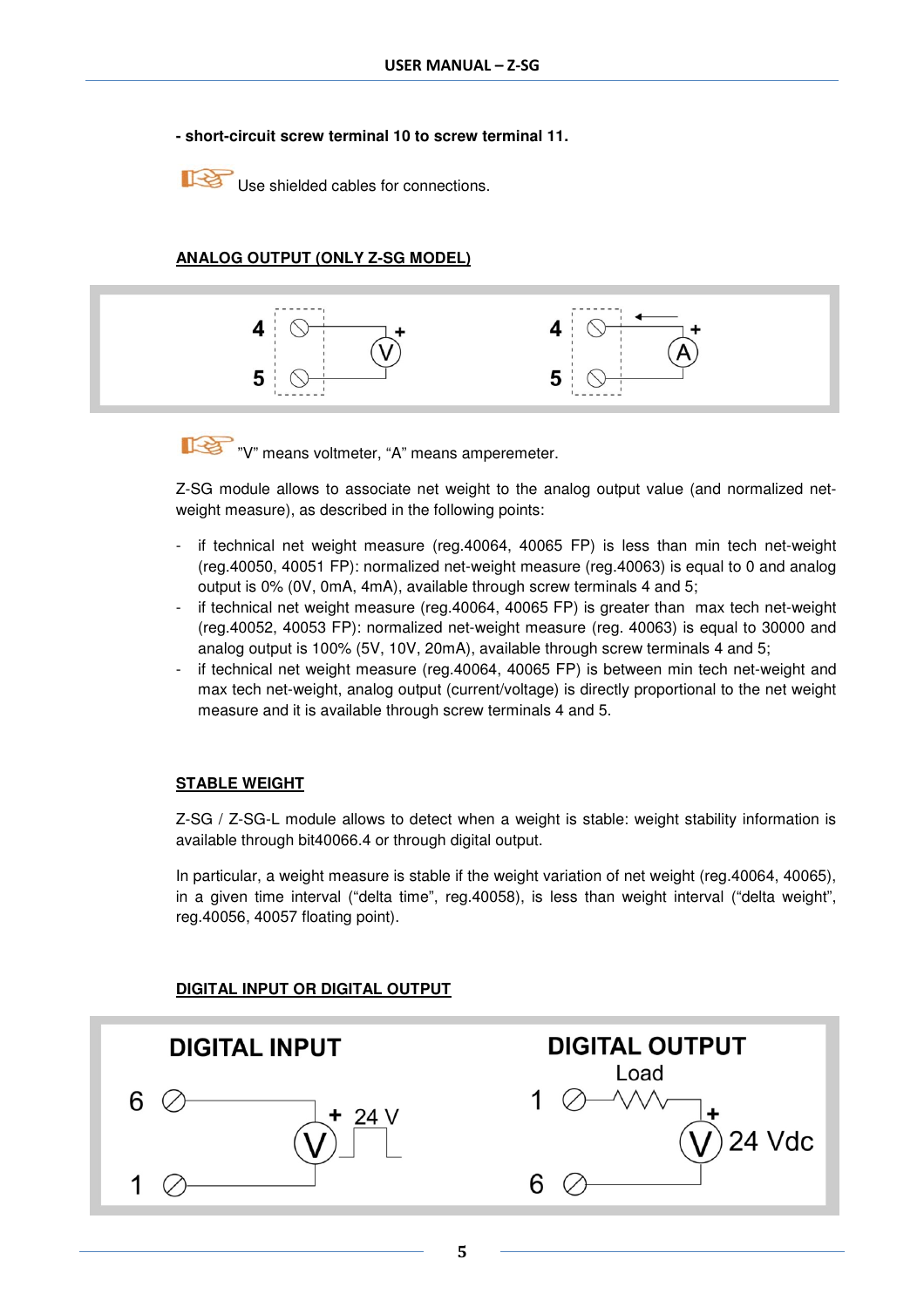**- short-circuit screw terminal 10 to screw terminal 11.**

Use shielded cables for connections.

## ANALOG OUTPUT (ONLY Z-SG MODEL)

"V" means voltmeter, "A" means amperemeter.

Z-SG module allows to associate net weight to the analog output value (and normalized net-weight measure), as described in the following points:

- if technical net weight measure (reg.40064, 40065 FP) is less than min tech net-weight (reg.40050, 40051 FP): normalized net-weight measure (reg.40063) is equal to 0 and analog output is 0% (0V, 0mA, 4mA), available through screw terminals 4 and 5;
- if technical net weight measure (reg.40064, 40065 FP) is greater than max tech net-weight (reg.40052, 40053 FP): normalized net-weight measure (reg. 40063) is equal to 30000 and analog output is 100% (5V, 10V, 20mA), available through screw terminals 4 and 5;
- if technical net weight measure (reg.40064, 40065 FP) is between min tech net-weight and max tech net-weight, analog output (current/voltage) is directly proportional to the net weight measure and it is available through screw terminals 4 and 5.

## STABLE WEIGHT

Z-SG / Z-SG-L module allows to detect when a weight is stable: weight stability information is available through bit40066.4 or through digital output.

In particular, a weight measure is stable if the weight variation of net weight (reg.40064, 40065), in a given time interval ("delta time", reg.40058), is less than weight interval ("delta weight", reg.40056, 40057 floating point).

## DIGITAL INPUT OR DIGITAL OUTPUT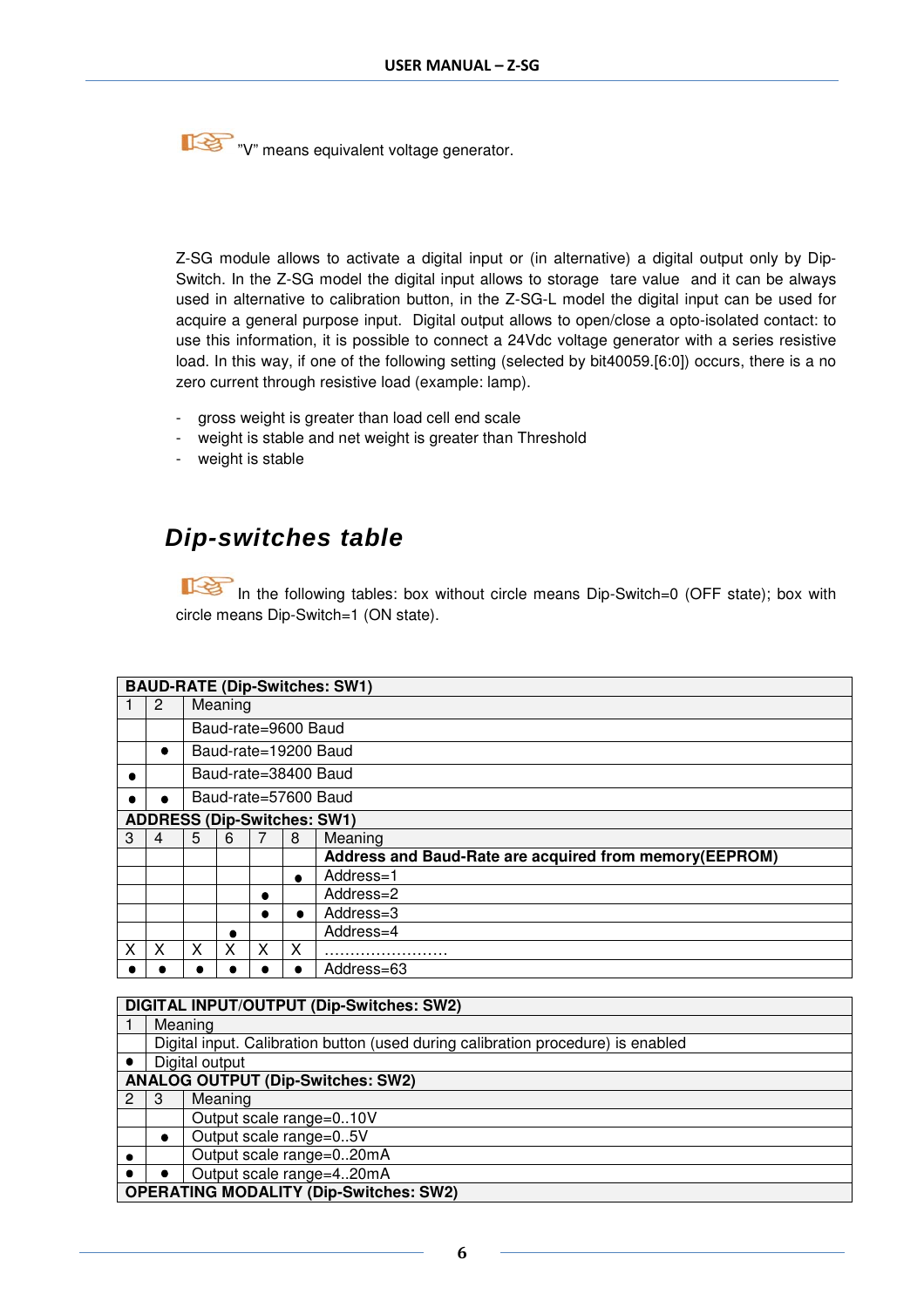☞ "V" means equivalent voltage generator.

Z-SG module allows to activate a digital input or (in alternative) a digital output only by Dip-Switch. In the Z-SG model the digital input allows to storage tare value and it can be always used in alternative to calibration button, in the Z-SG-L model the digital input can be used for acquire a general purpose input. Digital output allows to open/close a opto-isolated contact: to use this information, it is possible to connect a 24Vdc voltage generator with a series resistive load. In this way, if one of the following setting (selected by bit40059.[6:0]) occurs, there is a no zero current through resistive load (example: lamp).

- gross weight is greater than load cell end scale
- weight is stable and net weight is greater than Threshold
- weight is stable

## *Dip-switches table*

☞ In the following tables: box without circle means Dip-Switch=0 (OFF state); box with circle means Dip-Switch=1 (ON state).

| **BAUD-RATE (Dip-Switches: SW1)** | | |
|---|---|---|
| 1 | 2 | Meaning |
| | | Baud-rate=9600 Baud |
| | ● | Baud-rate=19200 Baud |
| ● | | Baud-rate=38400 Baud |
| ● | ● | Baud-rate=57600 Baud |

| **ADDRESS (Dip-Switches: SW1)** | | | | | | |
|---|---|---|---|---|---|---|
| 3 | 4 | 5 | 6 | 7 | 8 | Meaning |
| | | | | | | **Address and Baud-Rate are acquired from memory(EEPROM)** |
| | | | | | ● | Address=1 |
| | | | | ● | | Address=2 |
| | | | | ● | ● | Address=3 |
| | | | ● | | | Address=4 |
| X | X | X | X | X | X | …………………… |
| ● | ● | ● | ● | ● | ● | Address=63 |

| **DIGITAL INPUT/OUTPUT (Dip-Switches: SW2)** | |
|---|---|
| 1 | Meaning |
| | Digital input. Calibration button (used during calibration procedure) is enabled |
| ● | Digital output |

| **ANALOG OUTPUT (Dip-Switches: SW2)** | | |
|---|---|---|
| 2 | 3 | Meaning |
| | | Output scale range=0..10V |
| | ● | Output scale range=0..5V |
| ● | | Output scale range=0..20mA |
| ● | ● | Output scale range=4..20mA |

**OPERATING MODALITY (Dip-Switches: SW2)**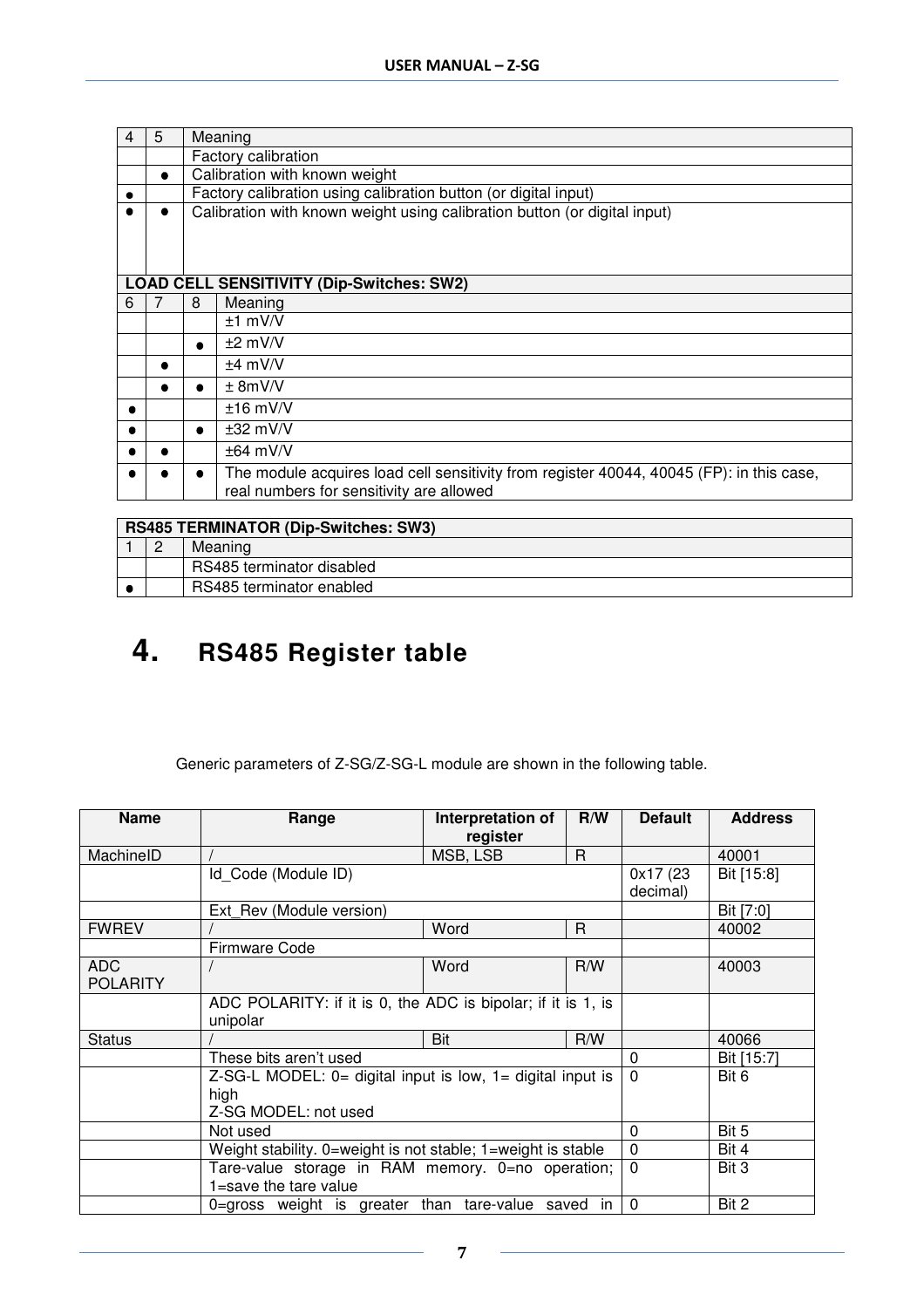| 4 | 5 | Meaning |
|---|---|---|
| | | Factory calibration |
| | ● | Calibration with known weight |
| ● | | Factory calibration using calibration button (or digital input) |
| ● | ● | Calibration with known weight using calibration button (or digital input) |

| LOAD CELL SENSITIVITY (Dip-Switches: SW2) | | | |
|---|---|---|---|
| 6 | 7 | 8 | Meaning |
| | | | ±1 mV/V |
| | | ● | ±2 mV/V |
| | ● | | ±4 mV/V |
| | ● | ● | ± 8mV/V |
| ● | | | ±16 mV/V |
| ● | | ● | ±32 mV/V |
| ● | ● | | ±64 mV/V |
| ● | ● | ● | The module acquires load cell sensitivity from register 40044, 40045 (FP): in this case, real numbers for sensitivity are allowed |

| RS485 TERMINATOR (Dip-Switches: SW3) | | |
|---|---|---|
| 1 | 2 | Meaning |
| | | RS485 terminator disabled |
| ● | | RS485 terminator enabled |

# 4. RS485 Register table

Generic parameters of Z-SG/Z-SG-L module are shown in the following table.

| Name | Range | Interpretation of register | R/W | Default | Address |
|---|---|---|---|---|---|
| MachineID | / | MSB, LSB | R | | 40001 |
| | Id_Code (Module ID) | | | 0x17 (23 decimal) | Bit [15:8] |
| | Ext_Rev (Module version) | | | | Bit [7:0] |
| FWREV | / | Word | R | | 40002 |
| | Firmware Code | | | | |
| ADC POLARITY | / | Word | R/W | | 40003 |
| | ADC POLARITY: if it is 0, the ADC is bipolar; if it is 1, is unipolar | | | | |
| Status | / | Bit | R/W | | 40066 |
| | These bits aren't used | | | 0 | Bit [15:7] |
| | Z-SG-L MODEL: 0= digital input is low, 1= digital input is high<br>Z-SG MODEL: not used | | | 0 | Bit 6 |
| | Not used | | | 0 | Bit 5 |
| | Weight stability. 0=weight is not stable; 1=weight is stable | | | 0 | Bit 4 |
| | Tare-value storage in RAM memory. 0=no operation; 1=save the tare value | | | 0 | Bit 3 |
| | 0=gross weight is greater than tare-value saved in | | | 0 | Bit 2 |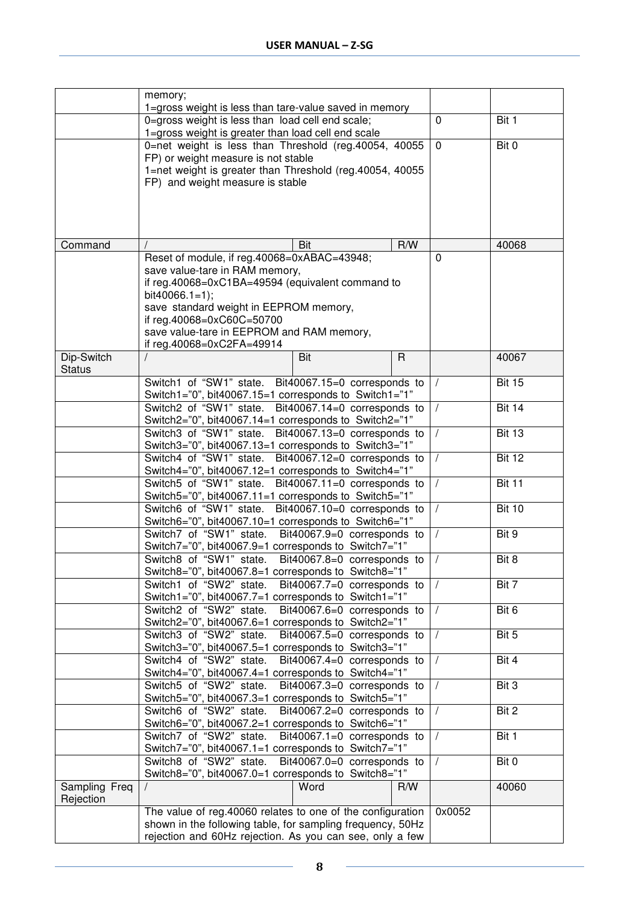| | | | | | |
|---|---|---|---|---|---|
| | memory;<br>1=gross weight is less than tare-value saved in memory | | | | |
| | 0=gross weight is less than load cell end scale;<br>1=gross weight is greater than load cell end scale | | | 0 | Bit 1 |
| | 0=net weight is less than Threshold (reg.40054, 40055 FP) or weight measure is not stable<br>1=net weight is greater than Threshold (reg.40054, 40055 FP) and weight measure is stable | | | 0 | Bit 0 |
| Command | / | Bit | R/W | | 40068 |
| | Reset of module, if reg.40068=0xABAC=43948;<br>save value-tare in RAM memory,<br>if reg.40068=0xC1BA=49594 (equivalent command to bit40066.1=1);<br>save standard weight in EEPROM memory,<br>if reg.40068=0xC60C=50700<br>save value-tare in EEPROM and RAM memory,<br>if reg.40068=0xC2FA=49914 | | | 0 | |
| Dip-Switch Status | / | Bit | R | | 40067 |
| | Switch1 of "SW1" state. Bit40067.15=0 corresponds to Switch1="0", bit40067.15=1 corresponds to Switch1="1" | | | / | Bit 15 |
| | Switch2 of "SW1" state. Bit40067.14=0 corresponds to Switch2="0", bit40067.14=1 corresponds to Switch2="1" | | | / | Bit 14 |
| | Switch3 of "SW1" state. Bit40067.13=0 corresponds to Switch3="0", bit40067.13=1 corresponds to Switch3="1" | | | / | Bit 13 |
| | Switch4 of "SW1" state. Bit40067.12=0 corresponds to Switch4="0", bit40067.12=1 corresponds to Switch4="1" | | | / | Bit 12 |
| | Switch5 of "SW1" state. Bit40067.11=0 corresponds to Switch5="0", bit40067.11=1 corresponds to Switch5="1" | | | / | Bit 11 |
| | Switch6 of "SW1" state. Bit40067.10=0 corresponds to Switch6="0", bit40067.10=1 corresponds to Switch6="1" | | | / | Bit 10 |
| | Switch7 of "SW1" state. Bit40067.9=0 corresponds to Switch7="0", bit40067.9=1 corresponds to Switch7="1" | | | / | Bit 9 |
| | Switch8 of "SW1" state. Bit40067.8=0 corresponds to Switch8="0", bit40067.8=1 corresponds to Switch8="1" | | | / | Bit 8 |
| | Switch1 of "SW2" state. Bit40067.7=0 corresponds to Switch1="0", bit40067.7=1 corresponds to Switch1="1" | | | / | Bit 7 |
| | Switch2 of "SW2" state. Bit40067.6=0 corresponds to Switch2="0", bit40067.6=1 corresponds to Switch2="1" | | | / | Bit 6 |
| | Switch3 of "SW2" state. Bit40067.5=0 corresponds to Switch3="0", bit40067.5=1 corresponds to Switch3="1" | | | / | Bit 5 |
| | Switch4 of "SW2" state. Bit40067.4=0 corresponds to Switch4="0", bit40067.4=1 corresponds to Switch4="1" | | | / | Bit 4 |
| | Switch5 of "SW2" state. Bit40067.3=0 corresponds to Switch5="0", bit40067.3=1 corresponds to Switch5="1" | | | / | Bit 3 |
| | Switch6 of "SW2" state. Bit40067.2=0 corresponds to Switch6="0", bit40067.2=1 corresponds to Switch6="1" | | | / | Bit 2 |
| | Switch7 of "SW2" state. Bit40067.1=0 corresponds to Switch7="0", bit40067.1=1 corresponds to Switch7="1" | | | / | Bit 1 |
| | Switch8 of "SW2" state. Bit40067.0=0 corresponds to Switch8="0", bit40067.0=1 corresponds to Switch8="1" | | | / | Bit 0 |
| Sampling Freq Rejection | / | Word | R/W | | 40060 |
| | The value of reg.40060 relates to one of the configuration shown in the following table, for sampling frequency, 50Hz rejection and 60Hz rejection. As you can see, only a few | | | 0x0052 | |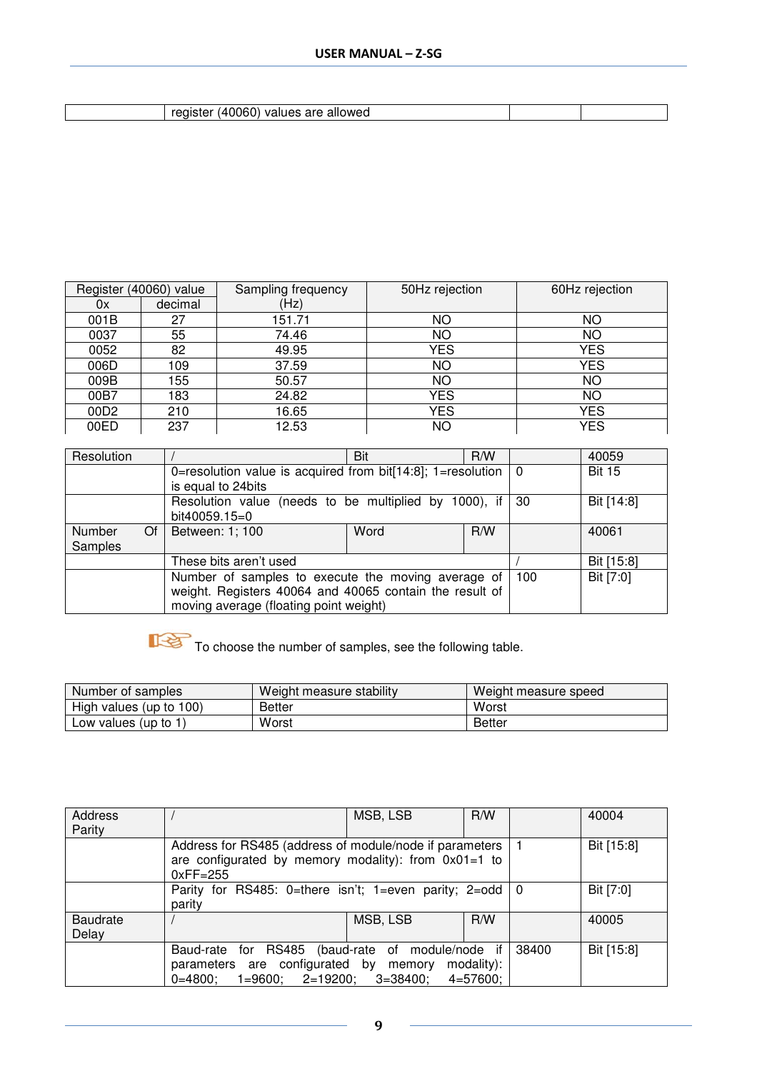| | | | |
|---|---|---|---|
| 0x | register (40060) values are allowed | | |

| Register (40060) value | | Sampling frequency (Hz) | 50Hz rejection | 60Hz rejection |
|---|---|---|---|---|
| 0x | decimal | | | |
| 001B | 27 | 151.71 | NO | NO |
| 0037 | 55 | 74.46 | NO | NO |
| 0052 | 82 | 49.95 | YES | YES |
| 006D | 109 | 37.59 | NO | YES |
| 009B | 155 | 50.57 | NO | NO |
| 00B7 | 183 | 24.82 | YES | NO |
| 00D2 | 210 | 16.65 | YES | YES |
| 00ED | 237 | 12.53 | NO | YES |

| Resolution | / | Bit | R/W | | 40059 |
|---|---|---|---|---|---|
| | 0=resolution value is acquired from bit[14:8]; 1=resolution is equal to 24bits | | | 0 | Bit 15 |
| | Resolution value (needs to be multiplied by 1000), if bit40059.15=0 | | | 30 | Bit [14:8] |
| Number Of Samples | Between: 1; 100 | Word | R/W | | 40061 |
| | These bits aren't used | | | / | Bit [15:8] |
| | Number of samples to execute the moving average of weight. Registers 40064 and 40065 contain the result of moving average (floating point weight) | | | 100 | Bit [7:0] |

To choose the number of samples, see the following table.

| Number of samples | Weight measure stability | Weight measure speed |
|---|---|---|
| High values (up to 100) | Better | Worst |
| Low values (up to 1) | Worst | Better |

| Address Parity | / | MSB, LSB | R/W | | 40004 |
|---|---|---|---|---|---|
| | Address for RS485 (address of module/node if parameters are configurated by memory modality): from 0x01=1 to 0xFF=255 | | | 1 | Bit [15:8] |
| | Parity for RS485: 0=there isn't; 1=even parity; 2=odd parity | | | 0 | Bit [7:0] |
| Baudrate Delay | / | MSB, LSB | R/W | | 40005 |
| | Baud-rate for RS485 (baud-rate of module/node if parameters are configurated by memory modality): 0=4800; 1=9600; 2=19200; 3=38400; 4=57600; | | | 38400 | Bit [15:8] |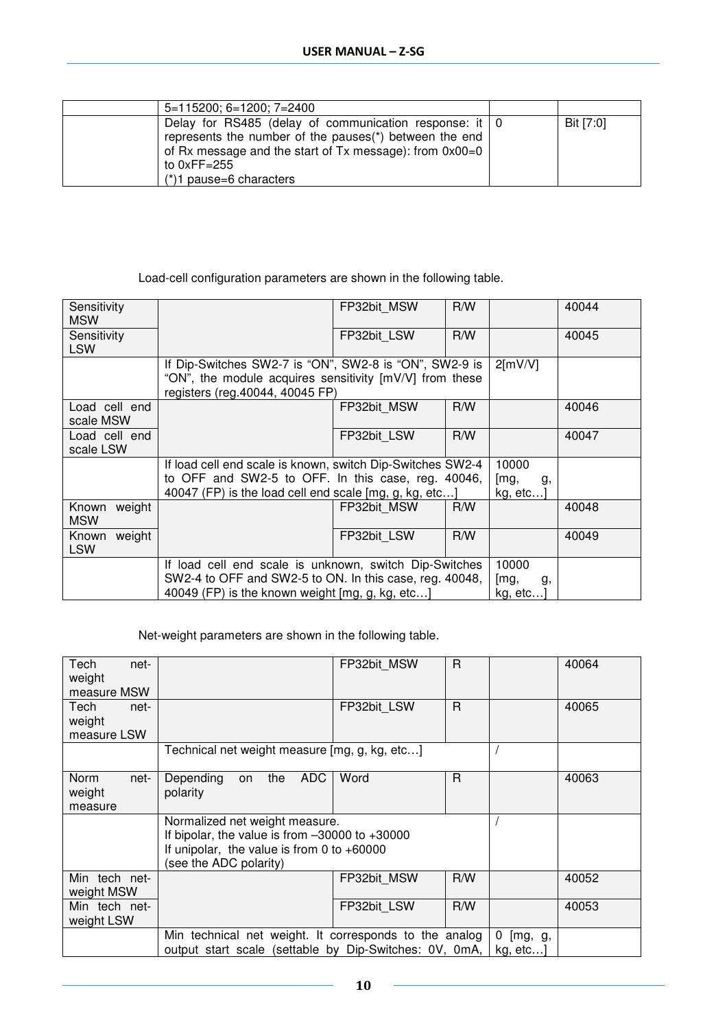| | | | | | |
|---|---|---|---|---|---|
| | 5=115200; 6=1200; 7=2400 | | | | |
| | Delay for RS485 (delay of communication response: it represents the number of the pauses(*) between the end of Rx message and the start of Tx message): from 0x00=0 to 0xFF=255<br>(*)1 pause=6 characters | | | 0 | Bit [7:0] |

Load-cell configuration parameters are shown in the following table.

| | | | | | |
|---|---|---|---|---|---|
| Sensitivity MSW | | FP32bit_MSW | R/W | | 40044 |
| Sensitivity LSW | | FP32bit_LSW | R/W | | 40045 |
| | If Dip-Switches SW2-7 is "ON", SW2-8 is "ON", SW2-9 is "ON", the module acquires sensitivity [mV/V] from these registers (reg.40044, 40045 FP) | | | 2[mV/V] | |
| Load cell end scale MSW | | FP32bit_MSW | R/W | | 40046 |
| Load cell end scale LSW | | FP32bit_LSW | R/W | | 40047 |
| | If load cell end scale is known, switch Dip-Switches SW2-4 to OFF and SW2-5 to OFF. In this case, reg. 40046, 40047 (FP) is the load cell end scale [mg, g, kg, etc…] | | | 10000 [mg, g, kg, etc…] | |
| Known weight MSW | | FP32bit_MSW | R/W | | 40048 |
| Known weight LSW | | FP32bit_LSW | R/W | | 40049 |
| | If load cell end scale is unknown, switch Dip-Switches SW2-4 to OFF and SW2-5 to ON. In this case, reg. 40048, 40049 (FP) is the known weight [mg, g, kg, etc…] | | | 10000 [mg, g, kg, etc…] | |

Net-weight parameters are shown in the following table.

| | | | | | |
|---|---|---|---|---|---|
| Tech net-weight measure MSW | | FP32bit_MSW | R | | 40064 |
| Tech net-weight measure LSW | | FP32bit_LSW | R | | 40065 |
| | Technical net weight measure [mg, g, kg, etc…] | | | / | |
| Norm net-weight measure | Depending on the ADC polarity | Word | R | | 40063 |
| | Normalized net weight measure.<br>If bipolar, the value is from –30000 to +30000<br>If unipolar, the value is from 0 to +60000<br>(see the ADC polarity) | | | / | |
| Min tech net-weight MSW | | FP32bit_MSW | R/W | | 40052 |
| Min tech net-weight LSW | | FP32bit_LSW | R/W | | 40053 |
| | Min technical net weight. It corresponds to the analog output start scale (settable by Dip-Switches: 0V, 0mA, | | | 0 [mg, g, kg, etc…] | |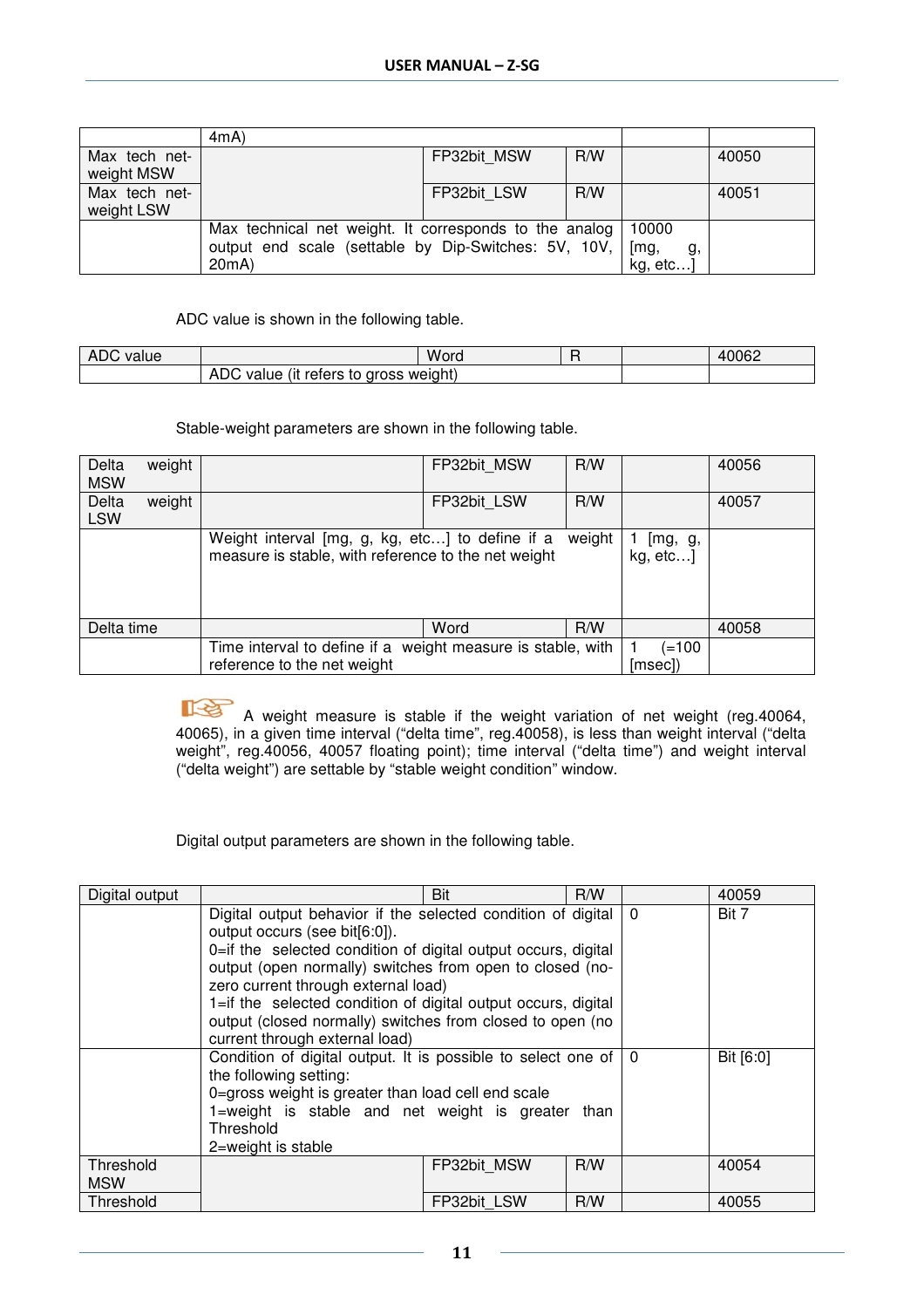| | 4mA) | | | | |
|---|---|---|---|---|---|
| Max tech net-weight MSW | | FP32bit_MSW | R/W | | 40050 |
| Max tech net-weight LSW | | FP32bit_LSW | R/W | | 40051 |
| | Max technical net weight. It corresponds to the analog output end scale (settable by Dip-Switches: 5V, 10V, 20mA) | | | 10000 [mg, g, kg, etc…] | |

ADC value is shown in the following table.

| ADC value | | Word | R | | 40062 |
|---|---|---|---|---|---|
| | ADC value (it refers to gross weight) | | | | |

Stable-weight parameters are shown in the following table.

| Delta weight MSW | | FP32bit_MSW | R/W | | 40056 |
|---|---|---|---|---|---|
| Delta weight LSW | | FP32bit_LSW | R/W | | 40057 |
| | Weight interval [mg, g, kg, etc…] to define if a weight measure is stable, with reference to the net weight | | | 1 [mg, g, kg, etc…] | |
| Delta time | | Word | R/W | | 40058 |
| | Time interval to define if a weight measure is stable, with reference to the net weight | | | 1 (=100 [msec]) | |

☞ A weight measure is stable if the weight variation of net weight (reg.40064, 40065), in a given time interval ("delta time", reg.40058), is less than weight interval ("delta weight", reg.40056, 40057 floating point); time interval ("delta time") and weight interval ("delta weight") are settable by "stable weight condition" window.

Digital output parameters are shown in the following table.

| Digital output | | Bit | R/W | | 40059 |
|---|---|---|---|---|---|
| | Digital output behavior if the selected condition of digital output occurs (see bit[6:0]).<br>0=if the selected condition of digital output occurs, digital output (open normally) switches from open to closed (no-zero current through external load)<br>1=if the selected condition of digital output occurs, digital output (closed normally) switches from closed to open (no current through external load) | | | 0 | Bit 7 |
| | Condition of digital output. It is possible to select one of the following setting:<br>0=gross weight is greater than load cell end scale<br>1=weight is stable and net weight is greater than Threshold<br>2=weight is stable | | | 0 | Bit [6:0] |
| Threshold MSW | | FP32bit_MSW | R/W | | 40054 |
| Threshold | | FP32bit_LSW | R/W | | 40055 |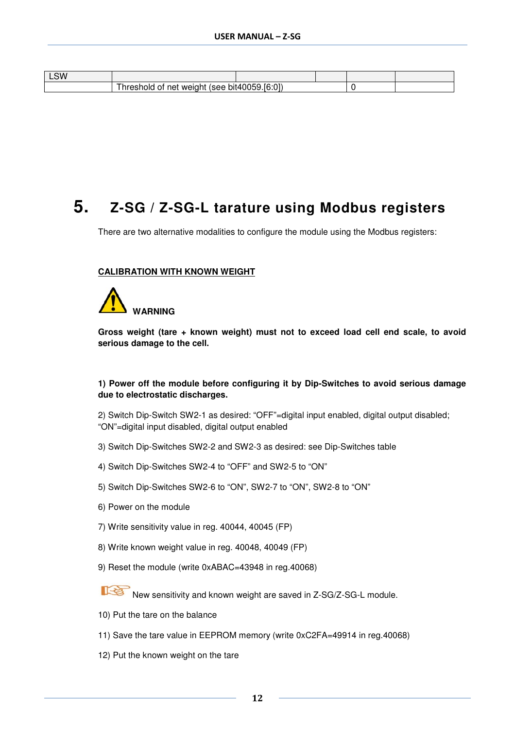| LSW | | | | | |
|---|---|---|---|---|---|
| | Threshold of net weight (see bit40059.[6:0]) | | | 0 | |

# 5. Z-SG / Z-SG-L tarature using Modbus registers

There are two alternative modalities to configure the module using the Modbus registers:

**CALIBRATION WITH KNOWN WEIGHT**

**WARNING**

**Gross weight (tare + known weight) must not to exceed load cell end scale, to avoid serious damage to the cell.**

**1) Power off the module before configuring it by Dip-Switches to avoid serious damage due to electrostatic discharges.**

2) Switch Dip-Switch SW2-1 as desired: “OFF”=digital input enabled, digital output disabled; “ON”=digital input disabled, digital output enabled

3) Switch Dip-Switches SW2-2 and SW2-3 as desired: see Dip-Switches table

4) Switch Dip-Switches SW2-4 to “OFF” and SW2-5 to “ON”

5) Switch Dip-Switches SW2-6 to “ON”, SW2-7 to “ON”, SW2-8 to “ON”

6) Power on the module

7) Write sensitivity value in reg. 40044, 40045 (FP)

8) Write known weight value in reg. 40048, 40049 (FP)

9) Reset the module (write 0xABAC=43948 in reg.40068)

New sensitivity and known weight are saved in Z-SG/Z-SG-L module.

10) Put the tare on the balance

11) Save the tare value in EEPROM memory (write 0xC2FA=49914 in reg.40068)

12) Put the known weight on the tare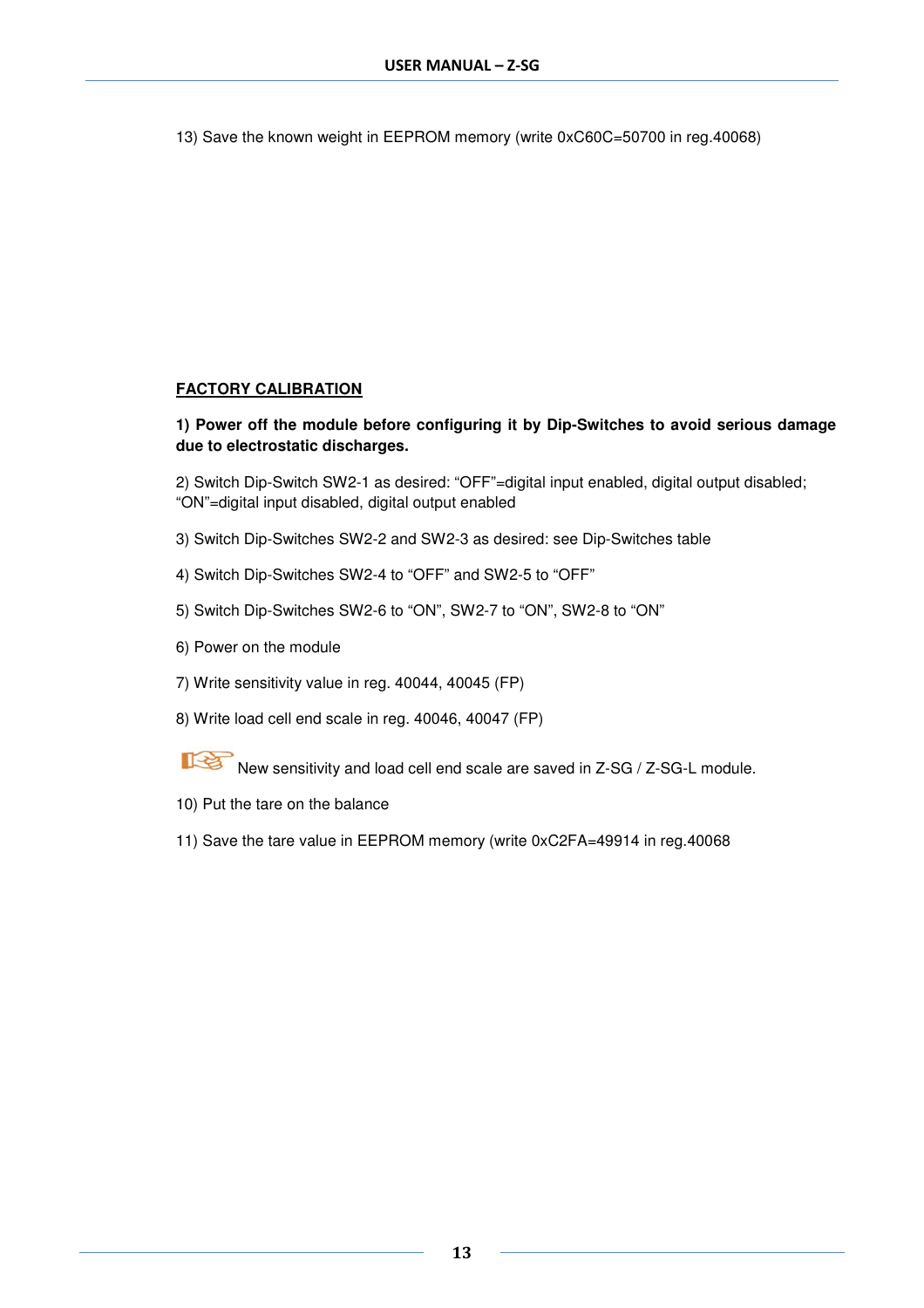13) Save the known weight in EEPROM memory (write 0xC60C=50700 in reg.40068)

## FACTORY CALIBRATION

**1) Power off the module before configuring it by Dip-Switches to avoid serious damage due to electrostatic discharges.**

2) Switch Dip-Switch SW2-1 as desired: “OFF”=digital input enabled, digital output disabled; “ON”=digital input disabled, digital output enabled

3) Switch Dip-Switches SW2-2 and SW2-3 as desired: see Dip-Switches table

4) Switch Dip-Switches SW2-4 to “OFF” and SW2-5 to “OFF”

5) Switch Dip-Switches SW2-6 to “ON”, SW2-7 to “ON”, SW2-8 to “ON”

6) Power on the module

7) Write sensitivity value in reg. 40044, 40045 (FP)

8) Write load cell end scale in reg. 40046, 40047 (FP)

New sensitivity and load cell end scale are saved in Z-SG / Z-SG-L module.

10) Put the tare on the balance

11) Save the tare value in EEPROM memory (write 0xC2FA=49914 in reg.40068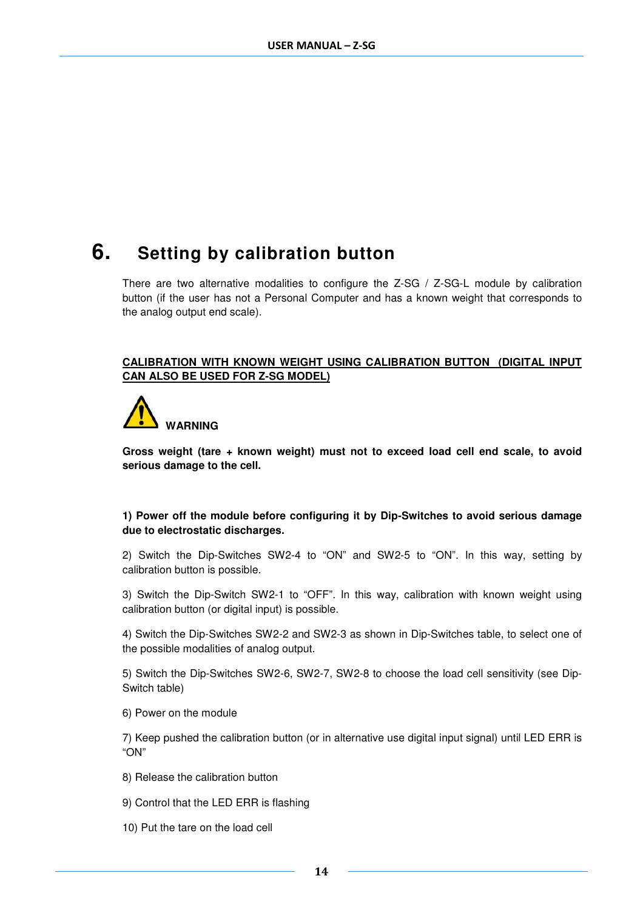# 6. Setting by calibration button

There are two alternative modalities to configure the Z-SG / Z-SG-L module by calibration button (if the user has not a Personal Computer and has a known weight that corresponds to the analog output end scale).

**CALIBRATION WITH KNOWN WEIGHT USING CALIBRATION BUTTON (DIGITAL INPUT CAN ALSO BE USED FOR Z-SG MODEL)**

**WARNING**

**Gross weight (tare + known weight) must not to exceed load cell end scale, to avoid serious damage to the cell.**

**1) Power off the module before configuring it by Dip-Switches to avoid serious damage due to electrostatic discharges.**

2) Switch the Dip-Switches SW2-4 to “ON” and SW2-5 to “ON”. In this way, setting by calibration button is possible.

3) Switch the Dip-Switch SW2-1 to “OFF”. In this way, calibration with known weight using calibration button (or digital input) is possible.

4) Switch the Dip-Switches SW2-2 and SW2-3 as shown in Dip-Switches table, to select one of the possible modalities of analog output.

5) Switch the Dip-Switches SW2-6, SW2-7, SW2-8 to choose the load cell sensitivity (see Dip-Switch table)

6) Power on the module

7) Keep pushed the calibration button (or in alternative use digital input signal) until LED ERR is “ON”

8) Release the calibration button

9) Control that the LED ERR is flashing

10) Put the tare on the load cell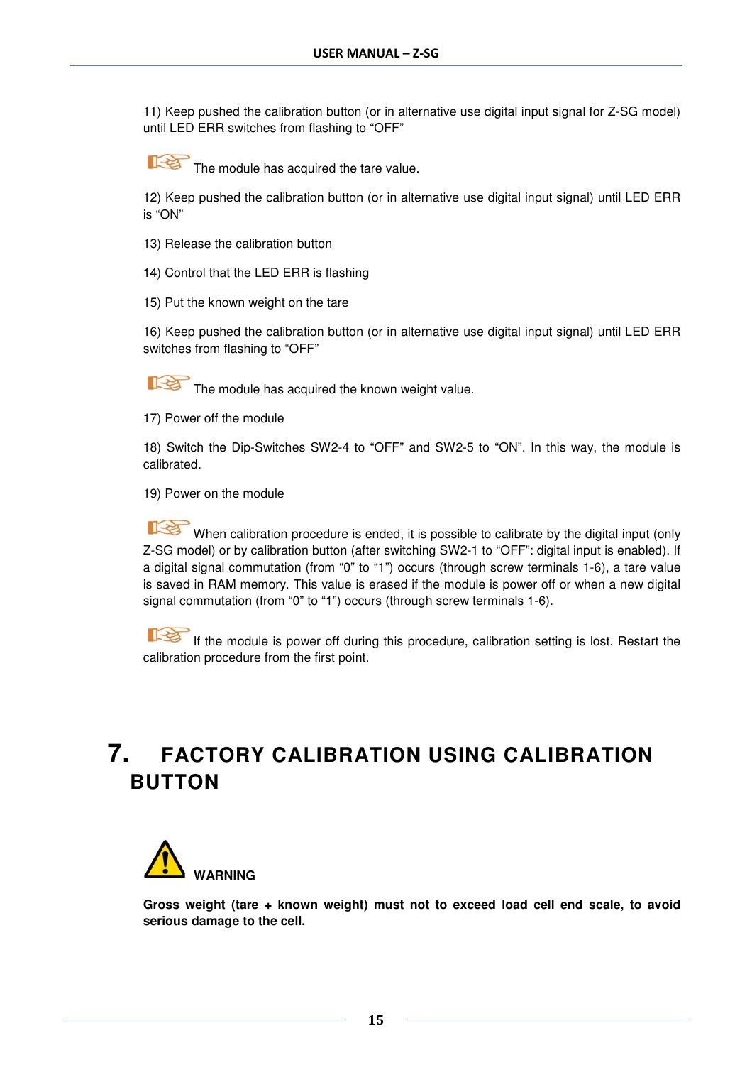11) Keep pushed the calibration button (or in alternative use digital input signal for Z-SG model) until LED ERR switches from flashing to “OFF”

The module has acquired the tare value.

12) Keep pushed the calibration button (or in alternative use digital input signal) until LED ERR is “ON”

13) Release the calibration button

14) Control that the LED ERR is flashing

15) Put the known weight on the tare

16) Keep pushed the calibration button (or in alternative use digital input signal) until LED ERR switches from flashing to “OFF”

The module has acquired the known weight value.

17) Power off the module

18) Switch the Dip-Switches SW2-4 to “OFF” and SW2-5 to “ON”. In this way, the module is calibrated.

19) Power on the module

When calibration procedure is ended, it is possible to calibrate by the digital input (only Z-SG model) or by calibration button (after switching SW2-1 to “OFF”: digital input is enabled). If a digital signal commutation (from “0” to “1”) occurs (through screw terminals 1-6), a tare value is saved in RAM memory. This value is erased if the module is power off or when a new digital signal commutation (from “0” to “1”) occurs (through screw terminals 1-6).

If the module is power off during this procedure, calibration setting is lost. Restart the calibration procedure from the first point.

# 7. FACTORY CALIBRATION USING CALIBRATION BUTTON

**WARNING**

**Gross weight (tare + known weight) must not to exceed load cell end scale, to avoid serious damage to the cell.**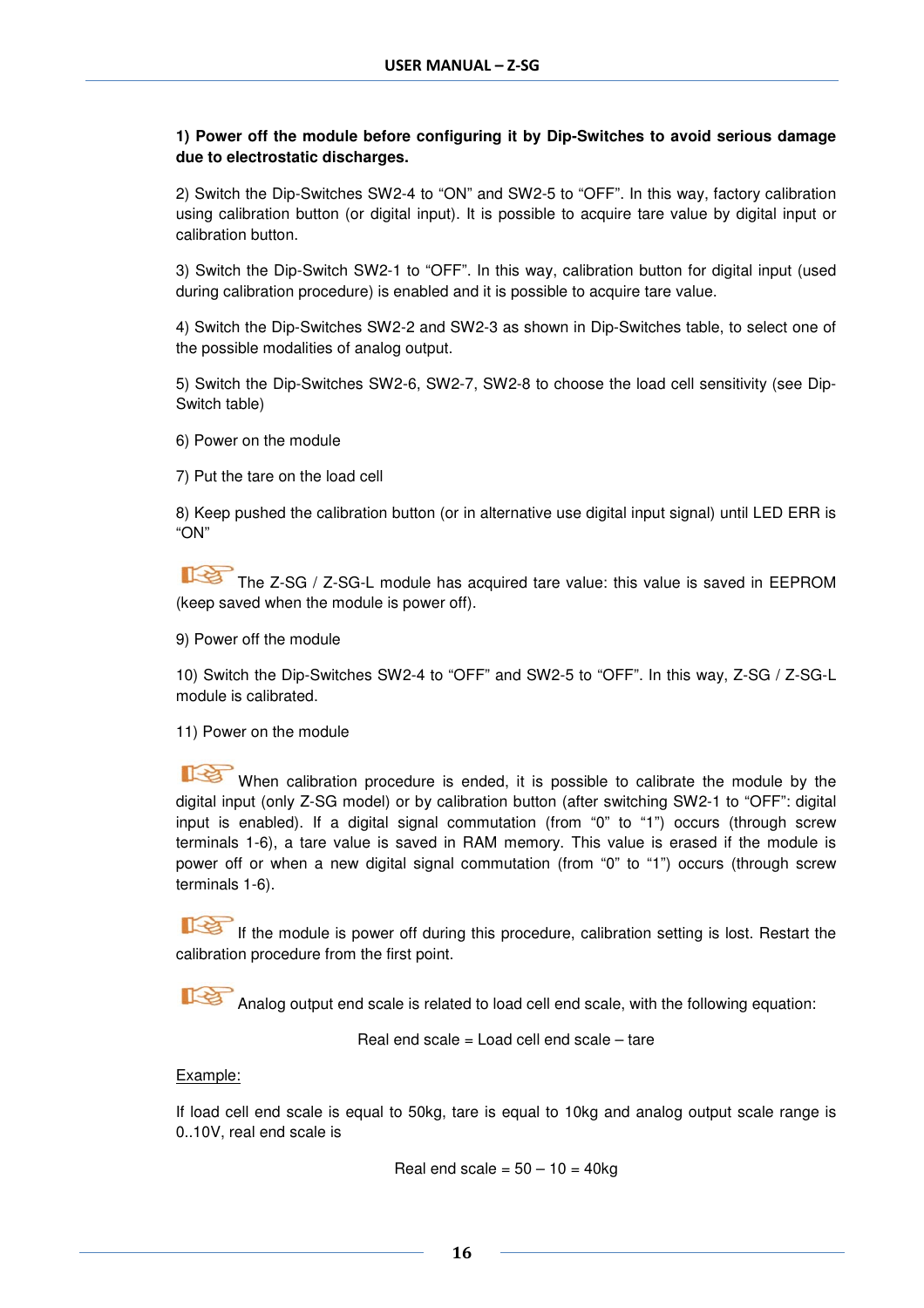**1) Power off the module before configuring it by Dip-Switches to avoid serious damage due to electrostatic discharges.**

2) Switch the Dip-Switches SW2-4 to "ON" and SW2-5 to "OFF". In this way, factory calibration using calibration button (or digital input). It is possible to acquire tare value by digital input or calibration button.

3) Switch the Dip-Switch SW2-1 to "OFF". In this way, calibration button for digital input (used during calibration procedure) is enabled and it is possible to acquire tare value.

4) Switch the Dip-Switches SW2-2 and SW2-3 as shown in Dip-Switches table, to select one of the possible modalities of analog output.

5) Switch the Dip-Switches SW2-6, SW2-7, SW2-8 to choose the load cell sensitivity (see Dip-Switch table)

6) Power on the module

7) Put the tare on the load cell

8) Keep pushed the calibration button (or in alternative use digital input signal) until LED ERR is "ON"

The Z-SG / Z-SG-L module has acquired tare value: this value is saved in EEPROM (keep saved when the module is power off).

9) Power off the module

10) Switch the Dip-Switches SW2-4 to "OFF" and SW2-5 to "OFF". In this way, Z-SG / Z-SG-L module is calibrated.

11) Power on the module

When calibration procedure is ended, it is possible to calibrate the module by the digital input (only Z-SG model) or by calibration button (after switching SW2-1 to "OFF": digital input is enabled). If a digital signal commutation (from "0" to "1") occurs (through screw terminals 1-6), a tare value is saved in RAM memory. This value is erased if the module is power off or when a new digital signal commutation (from "0" to "1") occurs (through screw terminals 1-6).

If the module is power off during this procedure, calibration setting is lost. Restart the calibration procedure from the first point.

Analog output end scale is related to load cell end scale, with the following equation:

Real end scale = Load cell end scale – tare

Example:

If load cell end scale is equal to 50kg, tare is equal to 10kg and analog output scale range is 0..10V, real end scale is

Real end scale = 50 – 10 = 40kg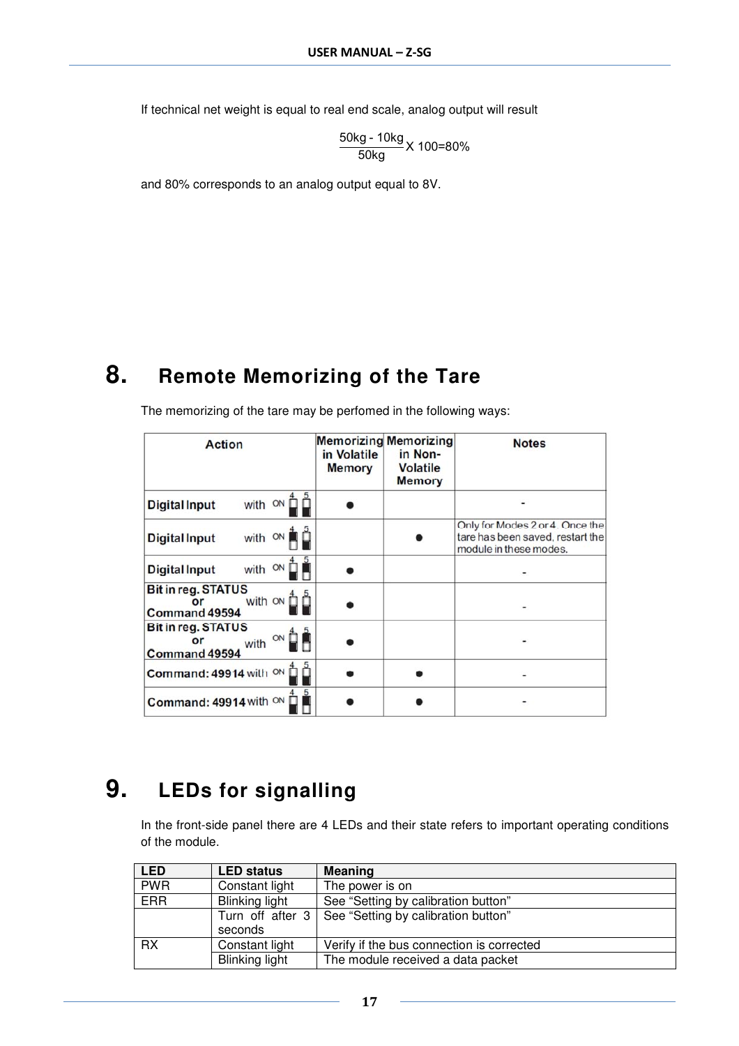If technical net weight is equal to real end scale, analog output will result

$$\frac{50kg - 10kg}{50kg} X\ 100=80\%$$

and 80% corresponds to an analog output equal to 8V.

# 8. Remote Memorizing of the Tare

The memorizing of the tare may be perfomed in the following ways:

| Action | Memorizing in Volatile Memory | Memorizing in Non-Volatile Memory | Notes |
|---|---|---|---|
| Digital Input with DIP 4, 5 | ● | | - |
| Digital Input with DIP 4, 5 | | ● | Only for Modes 2 or 4. Once the tare has been saved, restart the module in these modes. |
| Digital Input with DIP 4, 5 | ● | | - |
| Bit in reg. STATUS or Command 49594 with DIP 4, 5 | ● | | - |
| Bit in reg. STATUS or Command 49594 with DIP 4, 5 | ● | | - |
| Command: 49914 with DIP 4, 5 | ● | ● | - |
| Command: 49914 with DIP 4, 5 | ● | ● | - |

# 9. LEDs for signalling

In the front-side panel there are 4 LEDs and their state refers to important operating conditions of the module.

| LED | LED status | Meaning |
|---|---|---|
| PWR | Constant light | The power is on |
| ERR | Blinking light | See "Setting by calibration button" |
| | Turn off after 3 seconds | See "Setting by calibration button" |
| RX | Constant light | Verify if the bus connection is corrected |
| | Blinking light | The module received a data packet |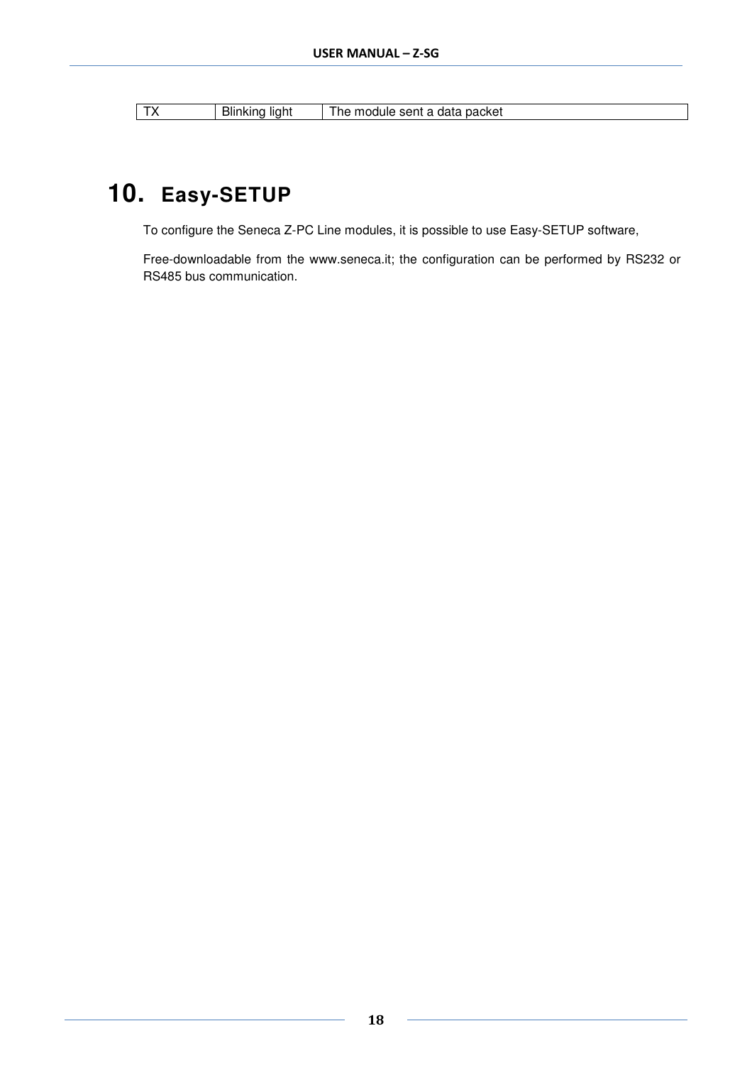| | | |
|---|---|---|
| TX | Blinking light | The module sent a data packet |

# 10. Easy-SETUP

To configure the Seneca Z-PC Line modules, it is possible to use Easy-SETUP software,

Free-downloadable from the www.seneca.it; the configuration can be performed by RS232 or RS485 bus communication.